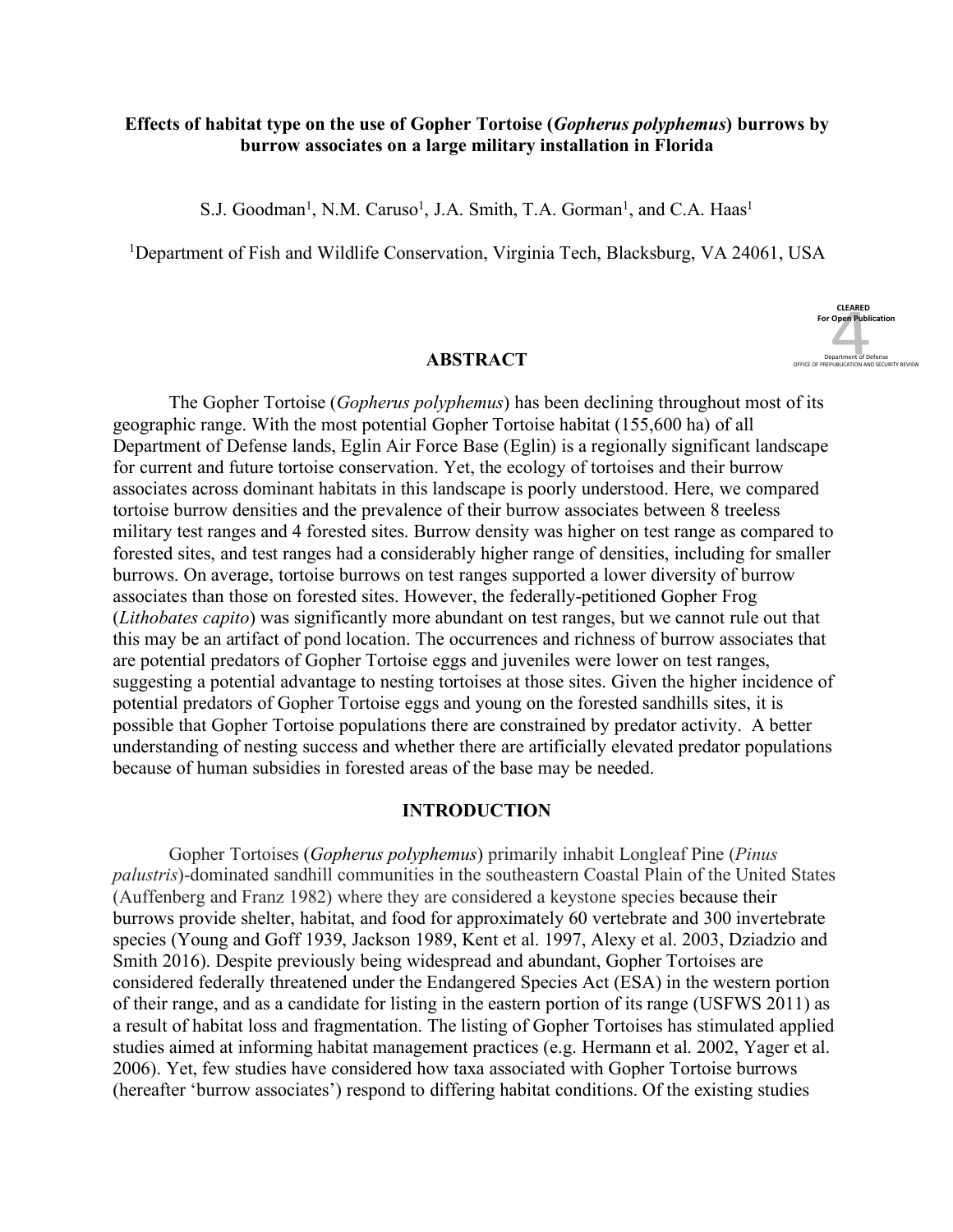# Effects of habitat type on the use of Gopher Tortoise (*Gopherus polyphemus*) burrows by burrow associates on a large military installation in Florida

S.J. Goodman[1], N.M. Caruso[1], J.A. Smith, T.A. Gorman[1], and C.A. Haas[1]

[1]Department of Fish and Wildlife Conservation, Virginia Tech, Blacksburg, VA 24061, USA

CLEARED For Open Publication 4 Department of Defense OFFICE OF PREPUBLICATION AND SECURITY REVIEW

## ABSTRACT

The Gopher Tortoise (*Gopherus polyphemus*) has been declining throughout most of its geographic range. With the most potential Gopher Tortoise habitat (155,600 ha) of all Department of Defense lands, Eglin Air Force Base (Eglin) is a regionally significant landscape for current and future tortoise conservation. Yet, the ecology of tortoises and their burrow associates across dominant habitats in this landscape is poorly understood. Here, we compared tortoise burrow densities and the prevalence of their burrow associates between 8 treeless military test ranges and 4 forested sites. Burrow density was higher on test range as compared to forested sites, and test ranges had a considerably higher range of densities, including for smaller burrows. On average, tortoise burrows on test ranges supported a lower diversity of burrow associates than those on forested sites. However, the federally-petitioned Gopher Frog (*Lithobates capito*) was significantly more abundant on test ranges, but we cannot rule out that this may be an artifact of pond location. The occurrences and richness of burrow associates that are potential predators of Gopher Tortoise eggs and juveniles were lower on test ranges, suggesting a potential advantage to nesting tortoises at those sites. Given the higher incidence of potential predators of Gopher Tortoise eggs and young on the forested sandhills sites, it is possible that Gopher Tortoise populations there are constrained by predator activity. A better understanding of nesting success and whether there are artificially elevated predator populations because of human subsidies in forested areas of the base may be needed.

## INTRODUCTION

Gopher Tortoises (*Gopherus polyphemus*) primarily inhabit Longleaf Pine (*Pinus palustris*)-dominated sandhill communities in the southeastern Coastal Plain of the United States (Auffenberg and Franz 1982) where they are considered a keystone species because their burrows provide shelter, habitat, and food for approximately 60 vertebrate and 300 invertebrate species (Young and Goff 1939, Jackson 1989, Kent et al. 1997, Alexy et al. 2003, Dziadzio and Smith 2016). Despite previously being widespread and abundant, Gopher Tortoises are considered federally threatened under the Endangered Species Act (ESA) in the western portion of their range, and as a candidate for listing in the eastern portion of its range (USFWS 2011) as a result of habitat loss and fragmentation. The listing of Gopher Tortoises has stimulated applied studies aimed at informing habitat management practices (e.g. Hermann et al. 2002, Yager et al. 2006). Yet, few studies have considered how taxa associated with Gopher Tortoise burrows (hereafter 'burrow associates') respond to differing habitat conditions. Of the existing studies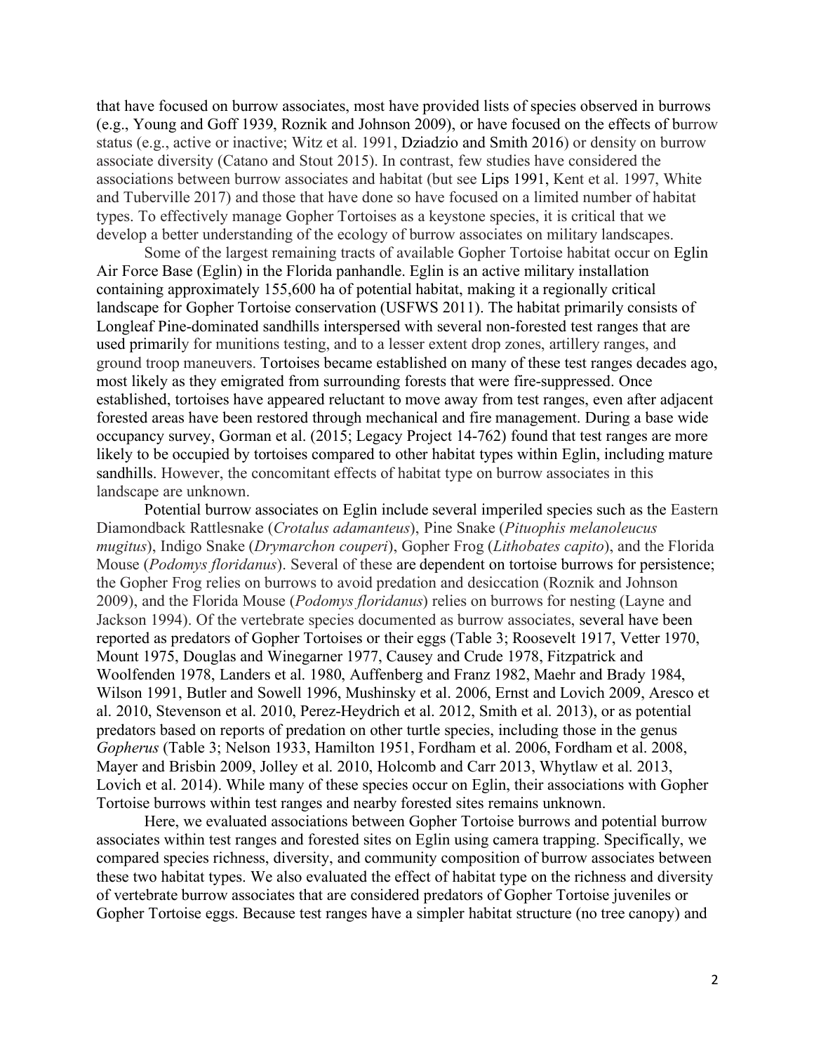that have focused on burrow associates, most have provided lists of species observed in burrows (e.g., Young and Goff 1939, Roznik and Johnson 2009), or have focused on the effects of burrow status (e.g., active or inactive; Witz et al. 1991, Dziadzio and Smith 2016) or density on burrow associate diversity (Catano and Stout 2015). In contrast, few studies have considered the associations between burrow associates and habitat (but see Lips 1991, Kent et al. 1997, White and Tuberville 2017) and those that have done so have focused on a limited number of habitat types. To effectively manage Gopher Tortoises as a keystone species, it is critical that we develop a better understanding of the ecology of burrow associates on military landscapes.

Some of the largest remaining tracts of available Gopher Tortoise habitat occur on Eglin Air Force Base (Eglin) in the Florida panhandle. Eglin is an active military installation containing approximately 155,600 ha of potential habitat, making it a regionally critical landscape for Gopher Tortoise conservation (USFWS 2011). The habitat primarily consists of Longleaf Pine-dominated sandhills interspersed with several non-forested test ranges that are used primarily for munitions testing, and to a lesser extent drop zones, artillery ranges, and ground troop maneuvers. Tortoises became established on many of these test ranges decades ago, most likely as they emigrated from surrounding forests that were fire-suppressed. Once established, tortoises have appeared reluctant to move away from test ranges, even after adjacent forested areas have been restored through mechanical and fire management. During a base wide occupancy survey, Gorman et al. (2015; Legacy Project 14-762) found that test ranges are more likely to be occupied by tortoises compared to other habitat types within Eglin, including mature sandhills. However, the concomitant effects of habitat type on burrow associates in this landscape are unknown.

Potential burrow associates on Eglin include several imperiled species such as the Eastern Diamondback Rattlesnake (*Crotalus adamanteus*), Pine Snake (*Pituophis melanoleucus mugitus*), Indigo Snake (*Drymarchon couperi*), Gopher Frog (*Lithobates capito*), and the Florida Mouse (*Podomys floridanus*). Several of these are dependent on tortoise burrows for persistence; the Gopher Frog relies on burrows to avoid predation and desiccation (Roznik and Johnson 2009), and the Florida Mouse (*Podomys floridanus*) relies on burrows for nesting (Layne and Jackson 1994). Of the vertebrate species documented as burrow associates, several have been reported as predators of Gopher Tortoises or their eggs (Table 3; Roosevelt 1917, Vetter 1970, Mount 1975, Douglas and Winegarner 1977, Causey and Crude 1978, Fitzpatrick and Woolfenden 1978, Landers et al. 1980, Auffenberg and Franz 1982, Maehr and Brady 1984, Wilson 1991, Butler and Sowell 1996, Mushinsky et al. 2006, Ernst and Lovich 2009, Aresco et al. 2010, Stevenson et al. 2010, Perez-Heydrich et al. 2012, Smith et al. 2013), or as potential predators based on reports of predation on other turtle species, including those in the genus *Gopherus* (Table 3; Nelson 1933, Hamilton 1951, Fordham et al. 2006, Fordham et al. 2008, Mayer and Brisbin 2009, Jolley et al. 2010, Holcomb and Carr 2013, Whytlaw et al. 2013, Lovich et al. 2014). While many of these species occur on Eglin, their associations with Gopher Tortoise burrows within test ranges and nearby forested sites remains unknown.

Here, we evaluated associations between Gopher Tortoise burrows and potential burrow associates within test ranges and forested sites on Eglin using camera trapping. Specifically, we compared species richness, diversity, and community composition of burrow associates between these two habitat types. We also evaluated the effect of habitat type on the richness and diversity of vertebrate burrow associates that are considered predators of Gopher Tortoise juveniles or Gopher Tortoise eggs. Because test ranges have a simpler habitat structure (no tree canopy) and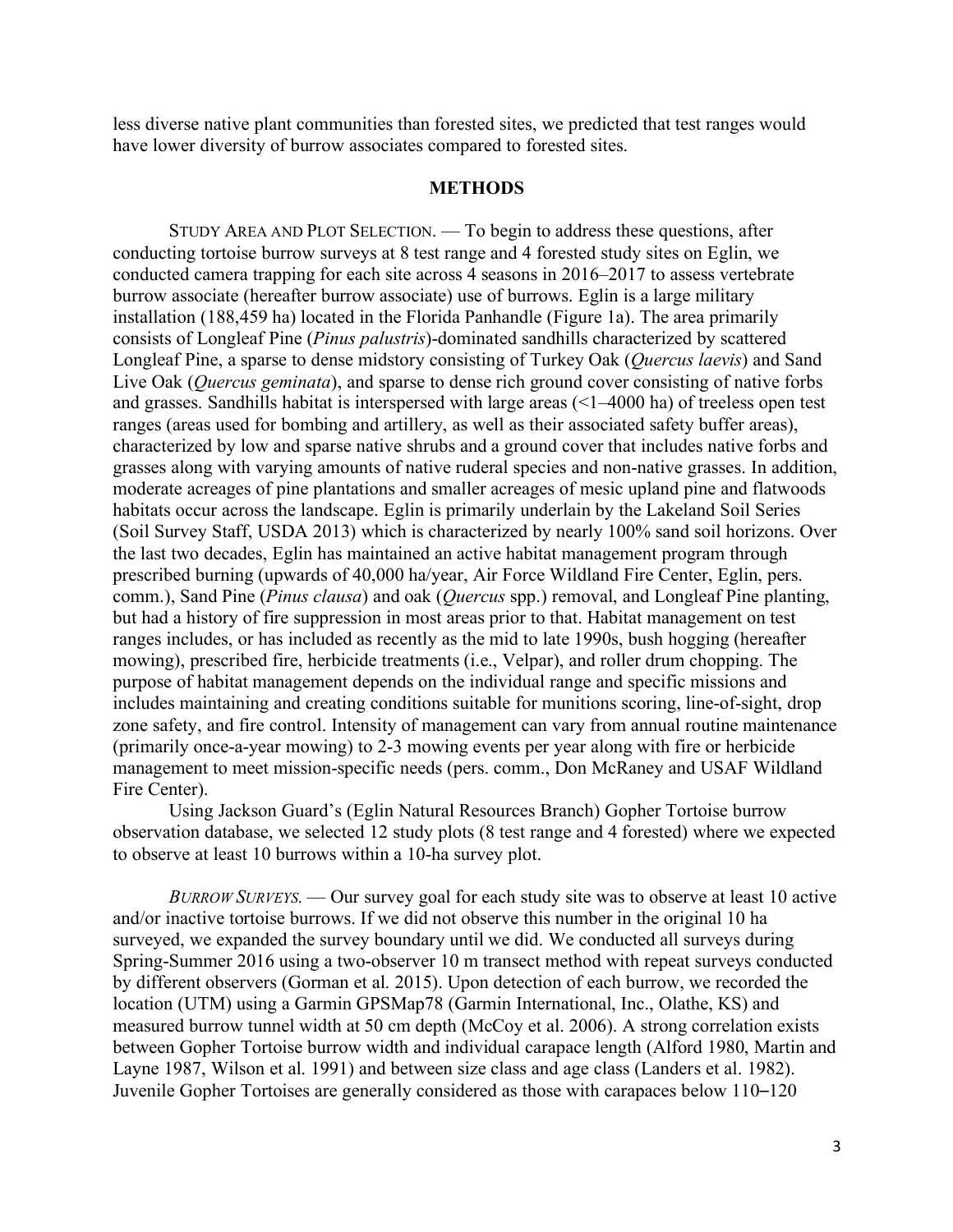less diverse native plant communities than forested sites, we predicted that test ranges would have lower diversity of burrow associates compared to forested sites.

## METHODS

STUDY AREA AND PLOT SELECTION. — To begin to address these questions, after conducting tortoise burrow surveys at 8 test range and 4 forested study sites on Eglin, we conducted camera trapping for each site across 4 seasons in 2016–2017 to assess vertebrate burrow associate (hereafter burrow associate) use of burrows. Eglin is a large military installation (188,459 ha) located in the Florida Panhandle (Figure 1a). The area primarily consists of Longleaf Pine (*Pinus palustris*)-dominated sandhills characterized by scattered Longleaf Pine, a sparse to dense midstory consisting of Turkey Oak (*Quercus laevis*) and Sand Live Oak (*Quercus geminata*), and sparse to dense rich ground cover consisting of native forbs and grasses. Sandhills habitat is interspersed with large areas (<1–4000 ha) of treeless open test ranges (areas used for bombing and artillery, as well as their associated safety buffer areas), characterized by low and sparse native shrubs and a ground cover that includes native forbs and grasses along with varying amounts of native ruderal species and non-native grasses. In addition, moderate acreages of pine plantations and smaller acreages of mesic upland pine and flatwoods habitats occur across the landscape. Eglin is primarily underlain by the Lakeland Soil Series (Soil Survey Staff, USDA 2013) which is characterized by nearly 100% sand soil horizons. Over the last two decades, Eglin has maintained an active habitat management program through prescribed burning (upwards of 40,000 ha/year, Air Force Wildland Fire Center, Eglin, pers. comm.), Sand Pine (*Pinus clausa*) and oak (*Quercus* spp.) removal, and Longleaf Pine planting, but had a history of fire suppression in most areas prior to that. Habitat management on test ranges includes, or has included as recently as the mid to late 1990s, bush hogging (hereafter mowing), prescribed fire, herbicide treatments (i.e., Velpar), and roller drum chopping. The purpose of habitat management depends on the individual range and specific missions and includes maintaining and creating conditions suitable for munitions scoring, line-of-sight, drop zone safety, and fire control. Intensity of management can vary from annual routine maintenance (primarily once-a-year mowing) to 2-3 mowing events per year along with fire or herbicide management to meet mission-specific needs (pers. comm., Don McRaney and USAF Wildland Fire Center).

Using Jackson Guard's (Eglin Natural Resources Branch) Gopher Tortoise burrow observation database, we selected 12 study plots (8 test range and 4 forested) where we expected to observe at least 10 burrows within a 10-ha survey plot.

*BURROW SURVEYS.* — Our survey goal for each study site was to observe at least 10 active and/or inactive tortoise burrows. If we did not observe this number in the original 10 ha surveyed, we expanded the survey boundary until we did. We conducted all surveys during Spring-Summer 2016 using a two-observer 10 m transect method with repeat surveys conducted by different observers (Gorman et al. 2015). Upon detection of each burrow, we recorded the location (UTM) using a Garmin GPSMap78 (Garmin International, Inc., Olathe, KS) and measured burrow tunnel width at 50 cm depth (McCoy et al. 2006). A strong correlation exists between Gopher Tortoise burrow width and individual carapace length (Alford 1980, Martin and Layne 1987, Wilson et al. 1991) and between size class and age class (Landers et al. 1982). Juvenile Gopher Tortoises are generally considered as those with carapaces below 110–120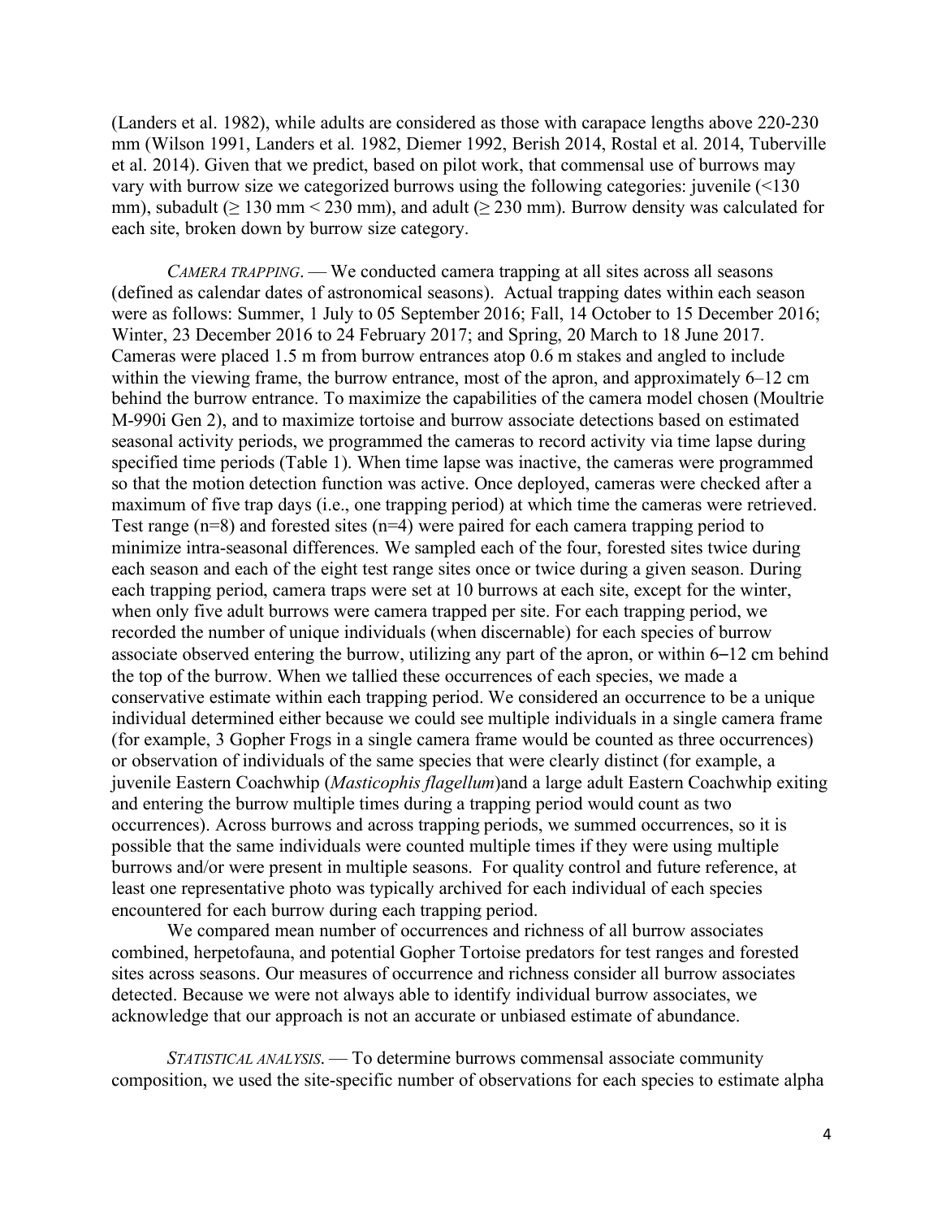(Landers et al. 1982), while adults are considered as those with carapace lengths above 220-230 mm (Wilson 1991, Landers et al. 1982, Diemer 1992, Berish 2014, Rostal et al. 2014, Tuberville et al. 2014). Given that we predict, based on pilot work, that commensal use of burrows may vary with burrow size we categorized burrows using the following categories: juvenile (<130 mm), subadult (≥ 130 mm < 230 mm), and adult (≥ 230 mm). Burrow density was calculated for each site, broken down by burrow size category.

*CAMERA TRAPPING*. — We conducted camera trapping at all sites across all seasons (defined as calendar dates of astronomical seasons). Actual trapping dates within each season were as follows: Summer, 1 July to 05 September 2016; Fall, 14 October to 15 December 2016; Winter, 23 December 2016 to 24 February 2017; and Spring, 20 March to 18 June 2017. Cameras were placed 1.5 m from burrow entrances atop 0.6 m stakes and angled to include within the viewing frame, the burrow entrance, most of the apron, and approximately 6–12 cm behind the burrow entrance. To maximize the capabilities of the camera model chosen (Moultrie M-990i Gen 2), and to maximize tortoise and burrow associate detections based on estimated seasonal activity periods, we programmed the cameras to record activity via time lapse during specified time periods (Table 1). When time lapse was inactive, the cameras were programmed so that the motion detection function was active. Once deployed, cameras were checked after a maximum of five trap days (i.e., one trapping period) at which time the cameras were retrieved. Test range (n=8) and forested sites (n=4) were paired for each camera trapping period to minimize intra-seasonal differences. We sampled each of the four, forested sites twice during each season and each of the eight test range sites once or twice during a given season. During each trapping period, camera traps were set at 10 burrows at each site, except for the winter, when only five adult burrows were camera trapped per site. For each trapping period, we recorded the number of unique individuals (when discernable) for each species of burrow associate observed entering the burrow, utilizing any part of the apron, or within 6–12 cm behind the top of the burrow. When we tallied these occurrences of each species, we made a conservative estimate within each trapping period. We considered an occurrence to be a unique individual determined either because we could see multiple individuals in a single camera frame (for example, 3 Gopher Frogs in a single camera frame would be counted as three occurrences) or observation of individuals of the same species that were clearly distinct (for example, a juvenile Eastern Coachwhip (*Masticophis flagellum*)and a large adult Eastern Coachwhip exiting and entering the burrow multiple times during a trapping period would count as two occurrences). Across burrows and across trapping periods, we summed occurrences, so it is possible that the same individuals were counted multiple times if they were using multiple burrows and/or were present in multiple seasons. For quality control and future reference, at least one representative photo was typically archived for each individual of each species encountered for each burrow during each trapping period.

We compared mean number of occurrences and richness of all burrow associates combined, herpetofauna, and potential Gopher Tortoise predators for test ranges and forested sites across seasons. Our measures of occurrence and richness consider all burrow associates detected. Because we were not always able to identify individual burrow associates, we acknowledge that our approach is not an accurate or unbiased estimate of abundance.

*STATISTICAL ANALYSIS*. — To determine burrows commensal associate community composition, we used the site-specific number of observations for each species to estimate alpha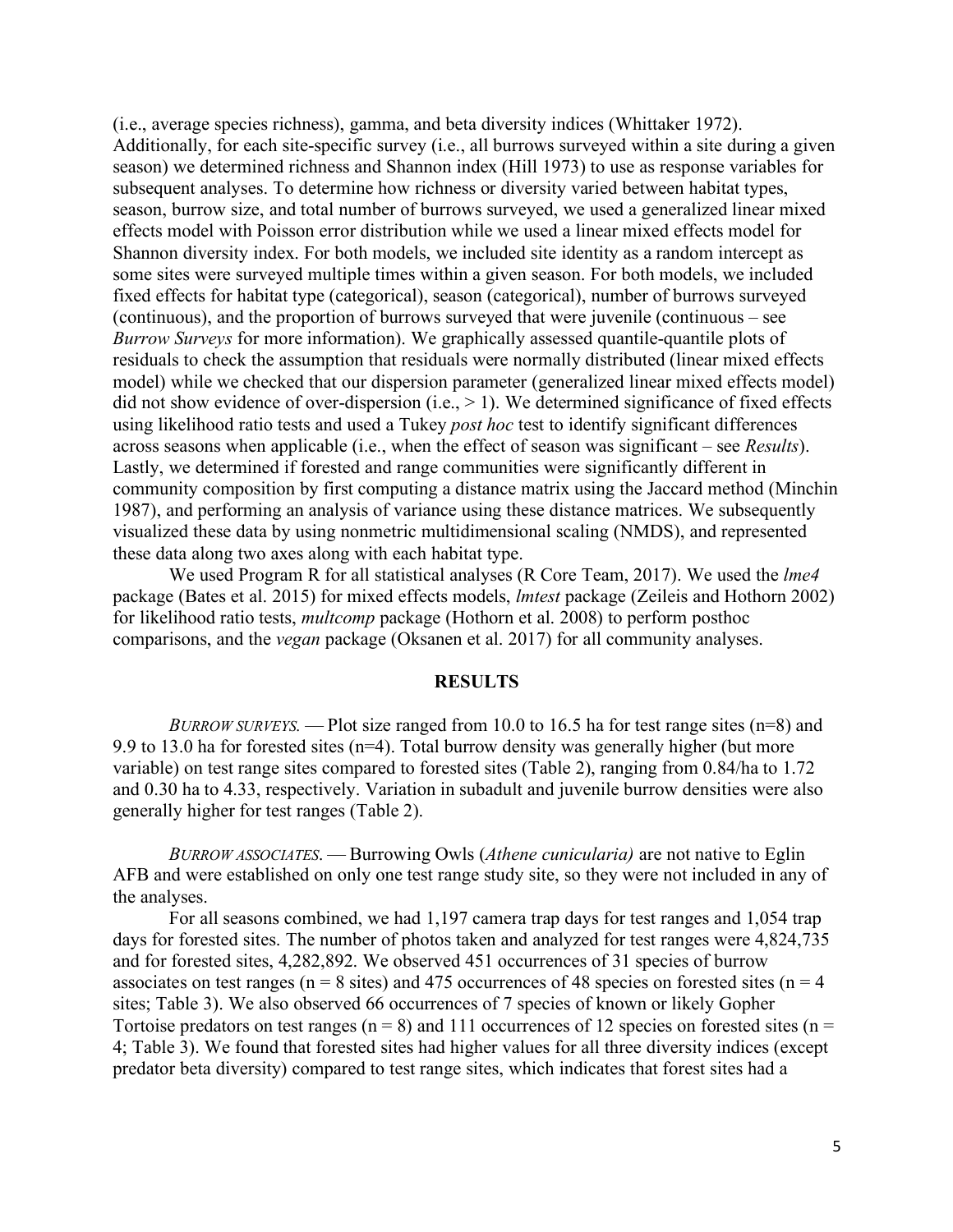(i.e., average species richness), gamma, and beta diversity indices (Whittaker 1972). Additionally, for each site-specific survey (i.e., all burrows surveyed within a site during a given season) we determined richness and Shannon index (Hill 1973) to use as response variables for subsequent analyses. To determine how richness or diversity varied between habitat types, season, burrow size, and total number of burrows surveyed, we used a generalized linear mixed effects model with Poisson error distribution while we used a linear mixed effects model for Shannon diversity index. For both models, we included site identity as a random intercept as some sites were surveyed multiple times within a given season. For both models, we included fixed effects for habitat type (categorical), season (categorical), number of burrows surveyed (continuous), and the proportion of burrows surveyed that were juvenile (continuous – see *Burrow Surveys* for more information). We graphically assessed quantile-quantile plots of residuals to check the assumption that residuals were normally distributed (linear mixed effects model) while we checked that our dispersion parameter (generalized linear mixed effects model) did not show evidence of over-dispersion (i.e., > 1). We determined significance of fixed effects using likelihood ratio tests and used a Tukey *post hoc* test to identify significant differences across seasons when applicable (i.e., when the effect of season was significant – see *Results*). Lastly, we determined if forested and range communities were significantly different in community composition by first computing a distance matrix using the Jaccard method (Minchin 1987), and performing an analysis of variance using these distance matrices. We subsequently visualized these data by using nonmetric multidimensional scaling (NMDS), and represented these data along two axes along with each habitat type.

We used Program R for all statistical analyses (R Core Team, 2017). We used the *lme4* package (Bates et al. 2015) for mixed effects models, *lmtest* package (Zeileis and Hothorn 2002) for likelihood ratio tests, *multcomp* package (Hothorn et al. 2008) to perform posthoc comparisons, and the *vegan* package (Oksanen et al. 2017) for all community analyses.

## RESULTS

*BURROW SURVEYS.* — Plot size ranged from 10.0 to 16.5 ha for test range sites (n=8) and 9.9 to 13.0 ha for forested sites (n=4). Total burrow density was generally higher (but more variable) on test range sites compared to forested sites (Table 2), ranging from 0.84/ha to 1.72 and 0.30 ha to 4.33, respectively. Variation in subadult and juvenile burrow densities were also generally higher for test ranges (Table 2).

*BURROW ASSOCIATES.* — Burrowing Owls (*Athene cunicularia)* are not native to Eglin AFB and were established on only one test range study site, so they were not included in any of the analyses.

For all seasons combined, we had 1,197 camera trap days for test ranges and 1,054 trap days for forested sites. The number of photos taken and analyzed for test ranges were 4,824,735 and for forested sites, 4,282,892. We observed 451 occurrences of 31 species of burrow associates on test ranges (n = 8 sites) and 475 occurrences of 48 species on forested sites (n = 4 sites; Table 3). We also observed 66 occurrences of 7 species of known or likely Gopher Tortoise predators on test ranges (n = 8) and 111 occurrences of 12 species on forested sites (n = 4; Table 3). We found that forested sites had higher values for all three diversity indices (except predator beta diversity) compared to test range sites, which indicates that forest sites had a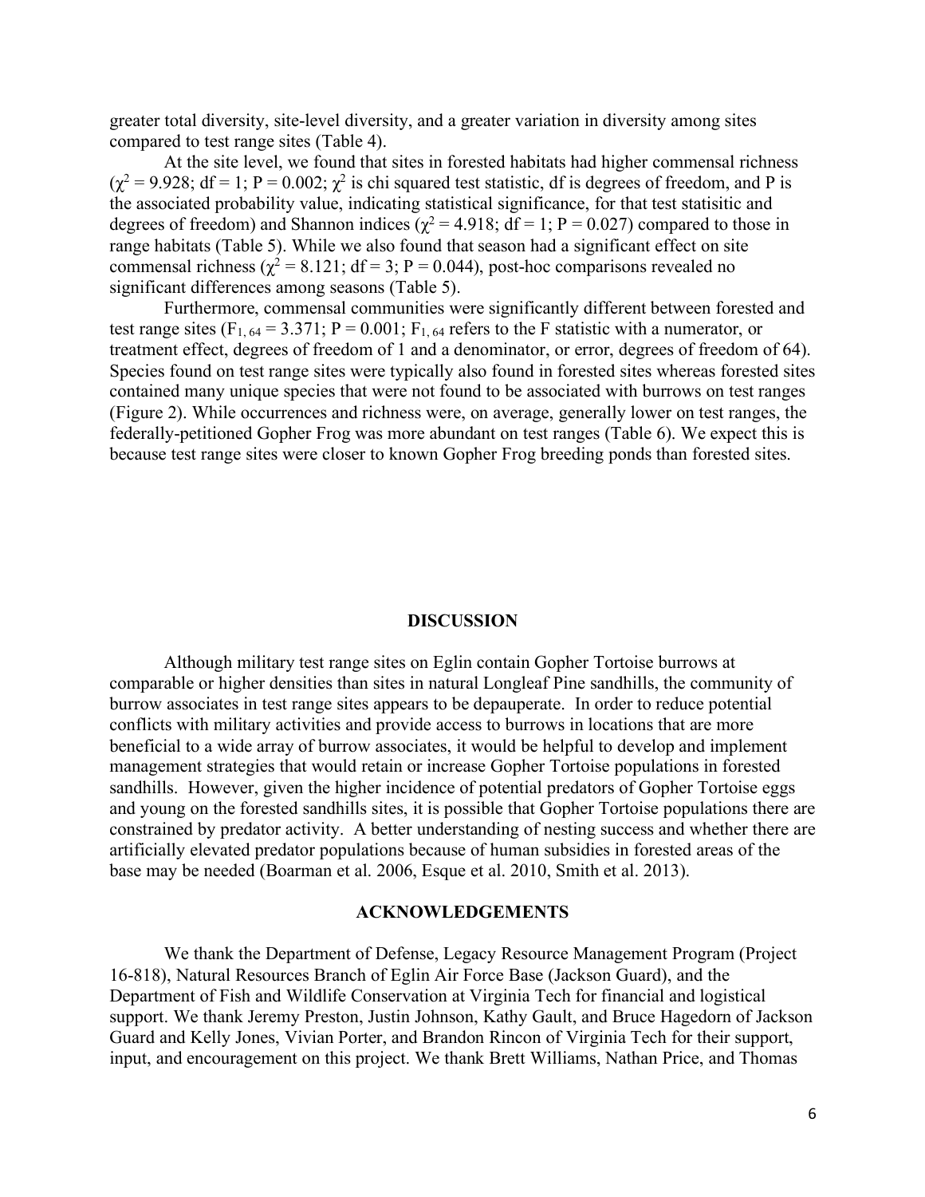greater total diversity, site-level diversity, and a greater variation in diversity among sites compared to test range sites (Table 4).

At the site level, we found that sites in forested habitats had higher commensal richness ($\chi^2$ = 9.928; df = 1; P = 0.002; $\chi^2$ is chi squared test statistic, df is degrees of freedom, and P is the associated probability value, indicating statistical significance, for that test statisitic and degrees of freedom) and Shannon indices ($\chi^2$ = 4.918; df = 1; P = 0.027) compared to those in range habitats (Table 5). While we also found that season had a significant effect on site commensal richness ($\chi^2$ = 8.121; df = 3; P = 0.044), post-hoc comparisons revealed no significant differences among seasons (Table 5).

Furthermore, commensal communities were significantly different between forested and test range sites ($F_{1, 64}$ = 3.371; P = 0.001; $F_{1, 64}$ refers to the F statistic with a numerator, or treatment effect, degrees of freedom of 1 and a denominator, or error, degrees of freedom of 64). Species found on test range sites were typically also found in forested sites whereas forested sites contained many unique species that were not found to be associated with burrows on test ranges (Figure 2). While occurrences and richness were, on average, generally lower on test ranges, the federally-petitioned Gopher Frog was more abundant on test ranges (Table 6). We expect this is because test range sites were closer to known Gopher Frog breeding ponds than forested sites.

## DISCUSSION

Although military test range sites on Eglin contain Gopher Tortoise burrows at comparable or higher densities than sites in natural Longleaf Pine sandhills, the community of burrow associates in test range sites appears to be depauperate. In order to reduce potential conflicts with military activities and provide access to burrows in locations that are more beneficial to a wide array of burrow associates, it would be helpful to develop and implement management strategies that would retain or increase Gopher Tortoise populations in forested sandhills. However, given the higher incidence of potential predators of Gopher Tortoise eggs and young on the forested sandhills sites, it is possible that Gopher Tortoise populations there are constrained by predator activity. A better understanding of nesting success and whether there are artificially elevated predator populations because of human subsidies in forested areas of the base may be needed (Boarman et al. 2006, Esque et al. 2010, Smith et al. 2013).

## ACKNOWLEDGEMENTS

We thank the Department of Defense, Legacy Resource Management Program (Project 16-818), Natural Resources Branch of Eglin Air Force Base (Jackson Guard), and the Department of Fish and Wildlife Conservation at Virginia Tech for financial and logistical support. We thank Jeremy Preston, Justin Johnson, Kathy Gault, and Bruce Hagedorn of Jackson Guard and Kelly Jones, Vivian Porter, and Brandon Rincon of Virginia Tech for their support, input, and encouragement on this project. We thank Brett Williams, Nathan Price, and Thomas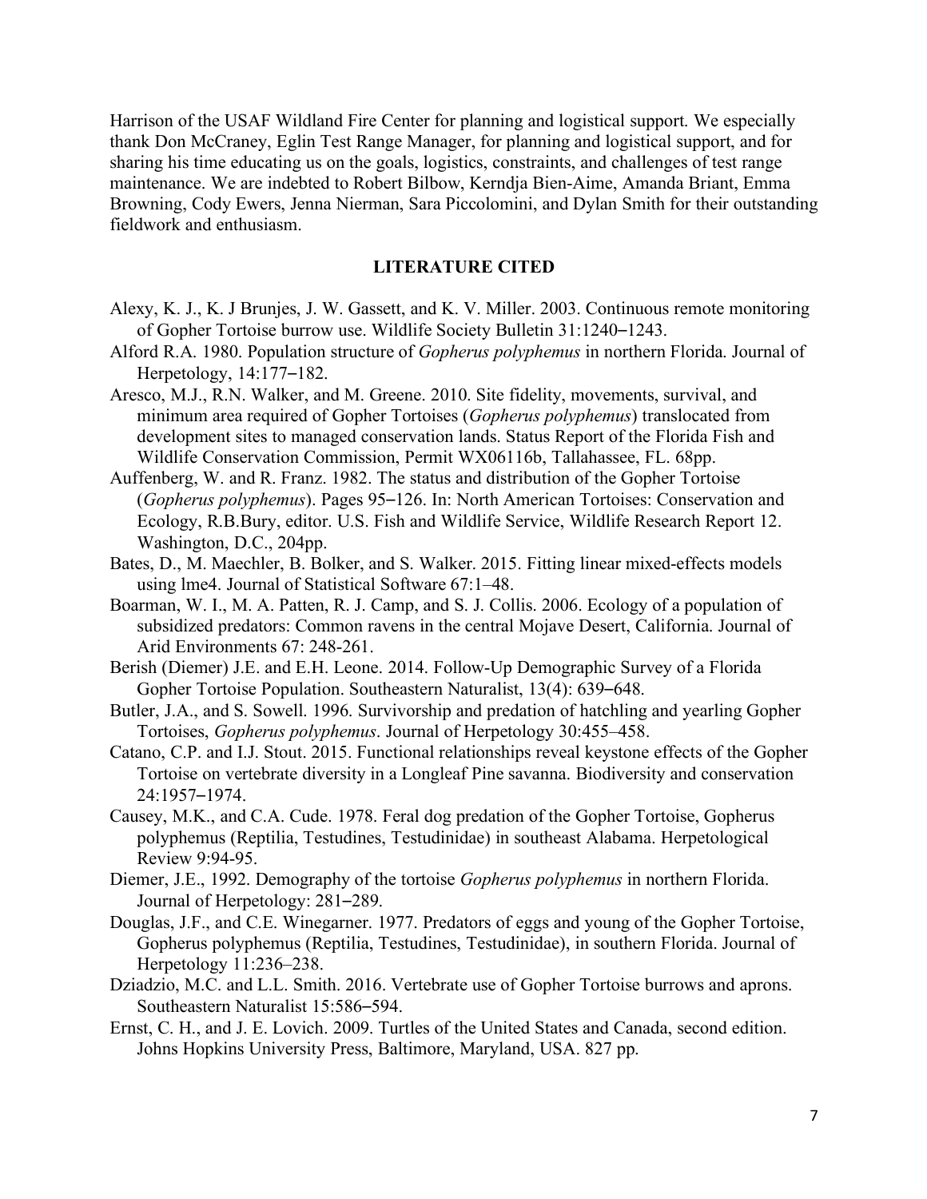Harrison of the USAF Wildland Fire Center for planning and logistical support. We especially thank Don McCraney, Eglin Test Range Manager, for planning and logistical support, and for sharing his time educating us on the goals, logistics, constraints, and challenges of test range maintenance. We are indebted to Robert Bilbow, Kerndja Bien-Aime, Amanda Briant, Emma Browning, Cody Ewers, Jenna Nierman, Sara Piccolomini, and Dylan Smith for their outstanding fieldwork and enthusiasm.

## LITERATURE CITED

Alexy, K. J., K. J Brunjes, J. W. Gassett, and K. V. Miller. 2003. Continuous remote monitoring of Gopher Tortoise burrow use. Wildlife Society Bulletin 31:1240–1243.

Alford R.A. 1980. Population structure of *Gopherus polyphemus* in northern Florida. Journal of Herpetology, 14:177–182.

Aresco, M.J., R.N. Walker, and M. Greene. 2010. Site fidelity, movements, survival, and minimum area required of Gopher Tortoises (*Gopherus polyphemus*) translocated from development sites to managed conservation lands. Status Report of the Florida Fish and Wildlife Conservation Commission, Permit WX06116b, Tallahassee, FL. 68pp.

Auffenberg, W. and R. Franz. 1982. The status and distribution of the Gopher Tortoise (*Gopherus polyphemus*). Pages 95–126. In: North American Tortoises: Conservation and Ecology, R.B.Bury, editor. U.S. Fish and Wildlife Service, Wildlife Research Report 12. Washington, D.C., 204pp.

Bates, D., M. Maechler, B. Bolker, and S. Walker. 2015. Fitting linear mixed-effects models using lme4. Journal of Statistical Software 67:1–48.

Boarman, W. I., M. A. Patten, R. J. Camp, and S. J. Collis. 2006. Ecology of a population of subsidized predators: Common ravens in the central Mojave Desert, California. Journal of Arid Environments 67: 248-261.

Berish (Diemer) J.E. and E.H. Leone. 2014. Follow-Up Demographic Survey of a Florida Gopher Tortoise Population. Southeastern Naturalist, 13(4): 639–648.

Butler, J.A., and S. Sowell. 1996. Survivorship and predation of hatchling and yearling Gopher Tortoises, *Gopherus polyphemus*. Journal of Herpetology 30:455–458.

Catano, C.P. and I.J. Stout. 2015. Functional relationships reveal keystone effects of the Gopher Tortoise on vertebrate diversity in a Longleaf Pine savanna. Biodiversity and conservation 24:1957–1974.

Causey, M.K., and C.A. Cude. 1978. Feral dog predation of the Gopher Tortoise, Gopherus polyphemus (Reptilia, Testudines, Testudinidae) in southeast Alabama. Herpetological Review 9:94-95.

Diemer, J.E., 1992. Demography of the tortoise *Gopherus polyphemus* in northern Florida. Journal of Herpetology: 281–289.

Douglas, J.F., and C.E. Winegarner. 1977. Predators of eggs and young of the Gopher Tortoise, Gopherus polyphemus (Reptilia, Testudines, Testudinidae), in southern Florida. Journal of Herpetology 11:236–238.

Dziadzio, M.C. and L.L. Smith. 2016. Vertebrate use of Gopher Tortoise burrows and aprons. Southeastern Naturalist 15:586–594.

Ernst, C. H., and J. E. Lovich. 2009. Turtles of the United States and Canada, second edition. Johns Hopkins University Press, Baltimore, Maryland, USA. 827 pp.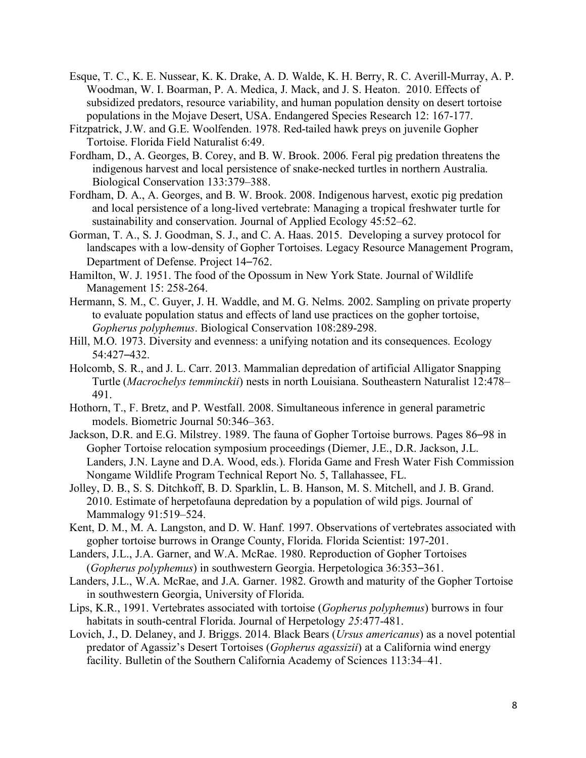Esque, T. C., K. E. Nussear, K. K. Drake, A. D. Walde, K. H. Berry, R. C. Averill-Murray, A. P. Woodman, W. I. Boarman, P. A. Medica, J. Mack, and J. S. Heaton. 2010. Effects of subsidized predators, resource variability, and human population density on desert tortoise populations in the Mojave Desert, USA. Endangered Species Research 12: 167-177.

Fitzpatrick, J.W. and G.E. Woolfenden. 1978. Red-tailed hawk preys on juvenile Gopher Tortoise. Florida Field Naturalist 6:49.

Fordham, D., A. Georges, B. Corey, and B. W. Brook. 2006. Feral pig predation threatens the indigenous harvest and local persistence of snake-necked turtles in northern Australia. Biological Conservation 133:379–388.

Fordham, D. A., A. Georges, and B. W. Brook. 2008. Indigenous harvest, exotic pig predation and local persistence of a long-lived vertebrate: Managing a tropical freshwater turtle for sustainability and conservation. Journal of Applied Ecology 45:52–62.

Gorman, T. A., S. J. Goodman, S. J., and C. A. Haas. 2015. Developing a survey protocol for landscapes with a low-density of Gopher Tortoises. Legacy Resource Management Program, Department of Defense. Project 14–762.

Hamilton, W. J. 1951. The food of the Opossum in New York State. Journal of Wildlife Management 15: 258-264.

Hermann, S. M., C. Guyer, J. H. Waddle, and M. G. Nelms. 2002. Sampling on private property to evaluate population status and effects of land use practices on the gopher tortoise, *Gopherus polyphemus*. Biological Conservation 108:289-298.

Hill, M.O. 1973. Diversity and evenness: a unifying notation and its consequences. Ecology 54:427–432.

Holcomb, S. R., and J. L. Carr. 2013. Mammalian depredation of artificial Alligator Snapping Turtle (*Macrochelys temminckii*) nests in north Louisiana. Southeastern Naturalist 12:478–491.

Hothorn, T., F. Bretz, and P. Westfall. 2008. Simultaneous inference in general parametric models. Biometric Journal 50:346–363.

Jackson, D.R. and E.G. Milstrey. 1989. The fauna of Gopher Tortoise burrows. Pages 86–98 in Gopher Tortoise relocation symposium proceedings (Diemer, J.E., D.R. Jackson, J.L. Landers, J.N. Layne and D.A. Wood, eds.). Florida Game and Fresh Water Fish Commission Nongame Wildlife Program Technical Report No. 5, Tallahassee, FL.

Jolley, D. B., S. S. Ditchkoff, B. D. Sparklin, L. B. Hanson, M. S. Mitchell, and J. B. Grand. 2010. Estimate of herpetofauna depredation by a population of wild pigs. Journal of Mammalogy 91:519–524.

Kent, D. M., M. A. Langston, and D. W. Hanf. 1997. Observations of vertebrates associated with gopher tortoise burrows in Orange County, Florida. Florida Scientist: 197-201.

Landers, J.L., J.A. Garner, and W.A. McRae. 1980. Reproduction of Gopher Tortoises (*Gopherus polyphemus*) in southwestern Georgia. Herpetologica 36:353–361.

Landers, J.L., W.A. McRae, and J.A. Garner. 1982. Growth and maturity of the Gopher Tortoise in southwestern Georgia, University of Florida.

Lips, K.R., 1991. Vertebrates associated with tortoise (*Gopherus polyphemus*) burrows in four habitats in south-central Florida. Journal of Herpetology *25*:477-481.

Lovich, J., D. Delaney, and J. Briggs. 2014. Black Bears (*Ursus americanus*) as a novel potential predator of Agassiz's Desert Tortoises (*Gopherus agassizii*) at a California wind energy facility. Bulletin of the Southern California Academy of Sciences 113:34–41.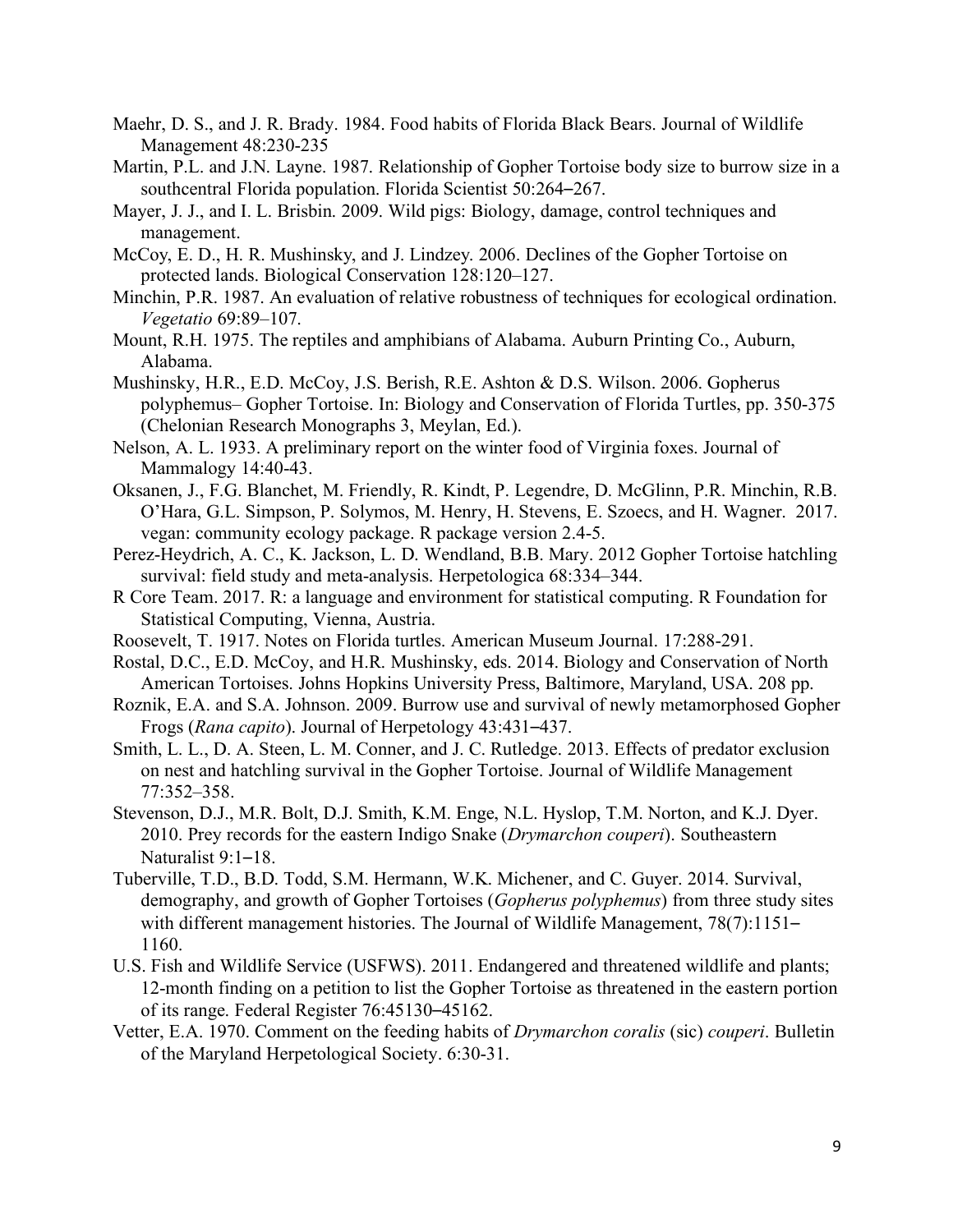Maehr, D. S., and J. R. Brady. 1984. Food habits of Florida Black Bears. Journal of Wildlife Management 48:230-235

Martin, P.L. and J.N. Layne. 1987. Relationship of Gopher Tortoise body size to burrow size in a southcentral Florida population. Florida Scientist 50:264–267.

Mayer, J. J., and I. L. Brisbin. 2009. Wild pigs: Biology, damage, control techniques and management.

McCoy, E. D., H. R. Mushinsky, and J. Lindzey. 2006. Declines of the Gopher Tortoise on protected lands. Biological Conservation 128:120–127.

Minchin, P.R. 1987. An evaluation of relative robustness of techniques for ecological ordination. *Vegetatio* 69:89–107.

Mount, R.H. 1975. The reptiles and amphibians of Alabama. Auburn Printing Co., Auburn, Alabama.

Mushinsky, H.R., E.D. McCoy, J.S. Berish, R.E. Ashton & D.S. Wilson. 2006. Gopherus polyphemus– Gopher Tortoise. In: Biology and Conservation of Florida Turtles, pp. 350-375 (Chelonian Research Monographs 3, Meylan, Ed.).

Nelson, A. L. 1933. A preliminary report on the winter food of Virginia foxes. Journal of Mammalogy 14:40-43.

Oksanen, J., F.G. Blanchet, M. Friendly, R. Kindt, P. Legendre, D. McGlinn, P.R. Minchin, R.B. O'Hara, G.L. Simpson, P. Solymos, M. Henry, H. Stevens, E. Szoecs, and H. Wagner. 2017. vegan: community ecology package. R package version 2.4-5.

Perez-Heydrich, A. C., K. Jackson, L. D. Wendland, B.B. Mary. 2012 Gopher Tortoise hatchling survival: field study and meta-analysis. Herpetologica 68:334–344.

R Core Team. 2017. R: a language and environment for statistical computing. R Foundation for Statistical Computing, Vienna, Austria.

Roosevelt, T. 1917. Notes on Florida turtles. American Museum Journal. 17:288-291.

Rostal, D.C., E.D. McCoy, and H.R. Mushinsky, eds. 2014. Biology and Conservation of North American Tortoises. Johns Hopkins University Press, Baltimore, Maryland, USA. 208 pp.

Roznik, E.A. and S.A. Johnson. 2009. Burrow use and survival of newly metamorphosed Gopher Frogs (*Rana capito*). Journal of Herpetology 43:431–437.

Smith, L. L., D. A. Steen, L. M. Conner, and J. C. Rutledge. 2013. Effects of predator exclusion on nest and hatchling survival in the Gopher Tortoise. Journal of Wildlife Management 77:352–358.

Stevenson, D.J., M.R. Bolt, D.J. Smith, K.M. Enge, N.L. Hyslop, T.M. Norton, and K.J. Dyer. 2010. Prey records for the eastern Indigo Snake (*Drymarchon couperi*). Southeastern Naturalist 9:1–18.

Tuberville, T.D., B.D. Todd, S.M. Hermann, W.K. Michener, and C. Guyer. 2014. Survival, demography, and growth of Gopher Tortoises (*Gopherus polyphemus*) from three study sites with different management histories. The Journal of Wildlife Management, 78(7):1151–1160.

U.S. Fish and Wildlife Service (USFWS). 2011. Endangered and threatened wildlife and plants; 12-month finding on a petition to list the Gopher Tortoise as threatened in the eastern portion of its range. Federal Register 76:45130–45162.

Vetter, E.A. 1970. Comment on the feeding habits of *Drymarchon coralis* (sic) *couperi*. Bulletin of the Maryland Herpetological Society. 6:30-31.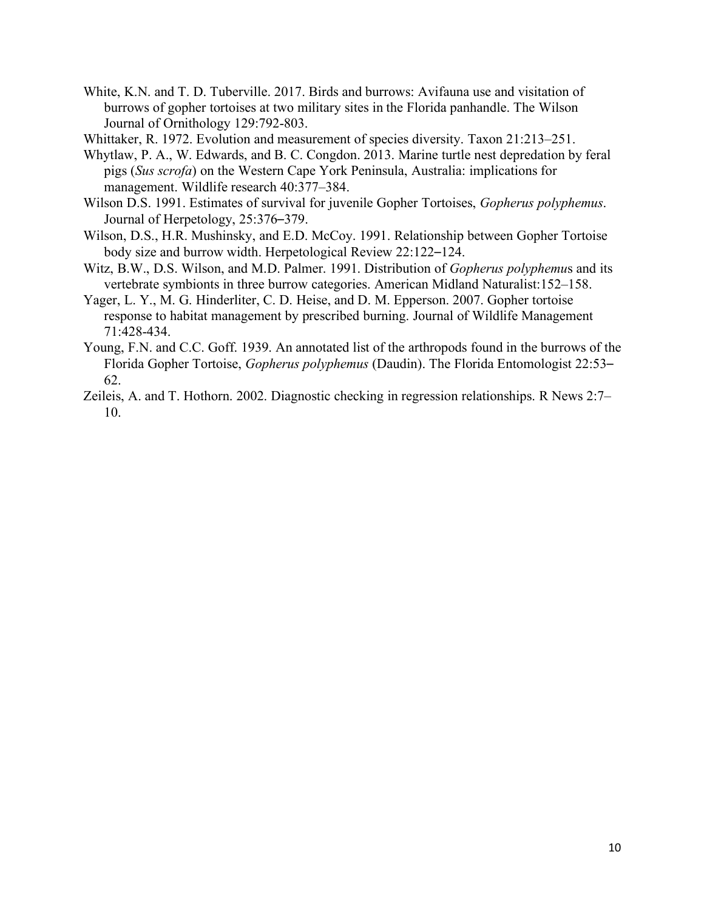White, K.N. and T. D. Tuberville. 2017. Birds and burrows: Avifauna use and visitation of burrows of gopher tortoises at two military sites in the Florida panhandle. The Wilson Journal of Ornithology 129:792-803.

Whittaker, R. 1972. Evolution and measurement of species diversity. Taxon 21:213–251.

Whytlaw, P. A., W. Edwards, and B. C. Congdon. 2013. Marine turtle nest depredation by feral pigs (*Sus scrofa*) on the Western Cape York Peninsula, Australia: implications for management. Wildlife research 40:377–384.

Wilson D.S. 1991. Estimates of survival for juvenile Gopher Tortoises, *Gopherus polyphemus*. Journal of Herpetology, 25:376–379.

Wilson, D.S., H.R. Mushinsky, and E.D. McCoy. 1991. Relationship between Gopher Tortoise body size and burrow width. Herpetological Review 22:122–124.

Witz, B.W., D.S. Wilson, and M.D. Palmer. 1991. Distribution of *Gopherus polyphemus* and its vertebrate symbionts in three burrow categories. American Midland Naturalist:152–158.

Yager, L. Y., M. G. Hinderliter, C. D. Heise, and D. M. Epperson. 2007. Gopher tortoise response to habitat management by prescribed burning. Journal of Wildlife Management 71:428-434.

Young, F.N. and C.C. Goff. 1939. An annotated list of the arthropods found in the burrows of the Florida Gopher Tortoise, *Gopherus polyphemus* (Daudin). The Florida Entomologist 22:53–62.

Zeileis, A. and T. Hothorn. 2002. Diagnostic checking in regression relationships. R News 2:7–10.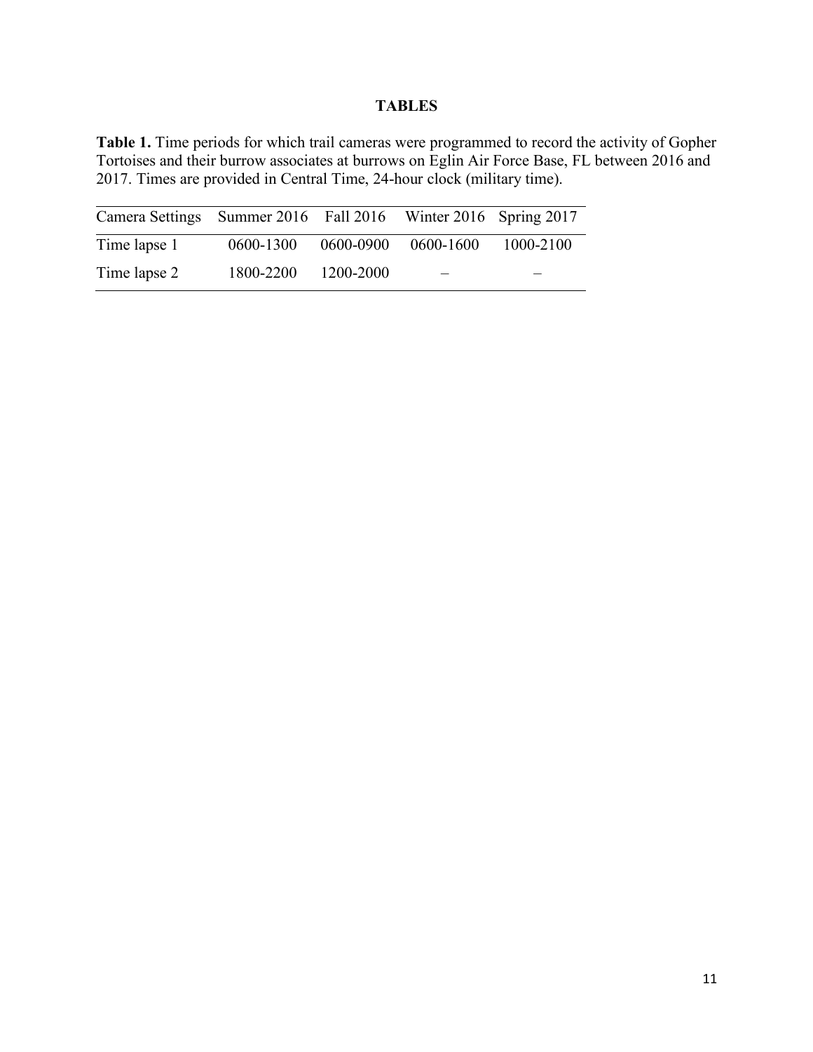# TABLES

**Table 1.** Time periods for which trail cameras were programmed to record the activity of Gopher Tortoises and their burrow associates at burrows on Eglin Air Force Base, FL between 2016 and 2017. Times are provided in Central Time, 24-hour clock (military time).

| Camera Settings | Summer 2016 | Fall 2016 | Winter 2016 | Spring 2017 |
|---|---|---|---|---|
| Time lapse 1 | 0600-1300 | 0600-0900 | 0600-1600 | 1000-2100 |
| Time lapse 2 | 1800-2200 | 1200-2000 | – | – |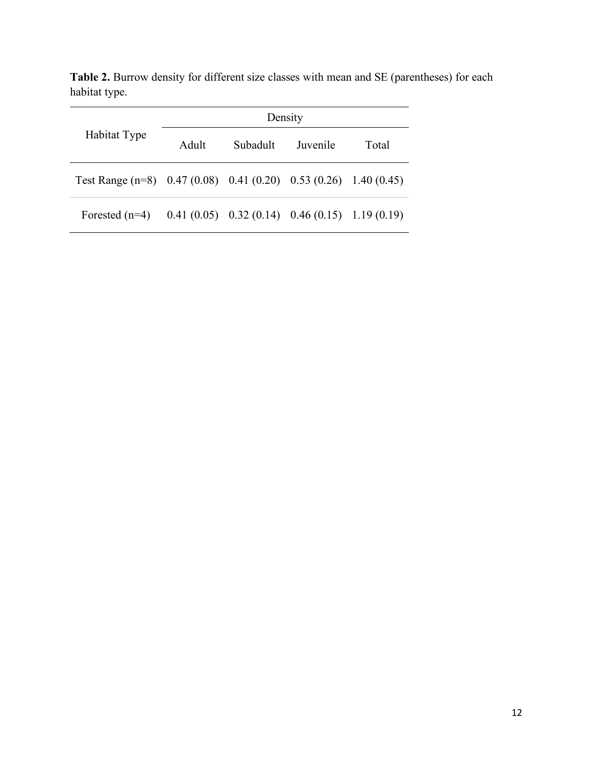**Table 2.** Burrow density for different size classes with mean and SE (parentheses) for each habitat type.

| Habitat Type | Density | | | |
|---|---|---|---|---|
| | Adult | Subadult | Juvenile | Total |
| Test Range (n=8) | 0.47 (0.08) | 0.41 (0.20) | 0.53 (0.26) | 1.40 (0.45) |
| Forested (n=4) | 0.41 (0.05) | 0.32 (0.14) | 0.46 (0.15) | 1.19 (0.19) |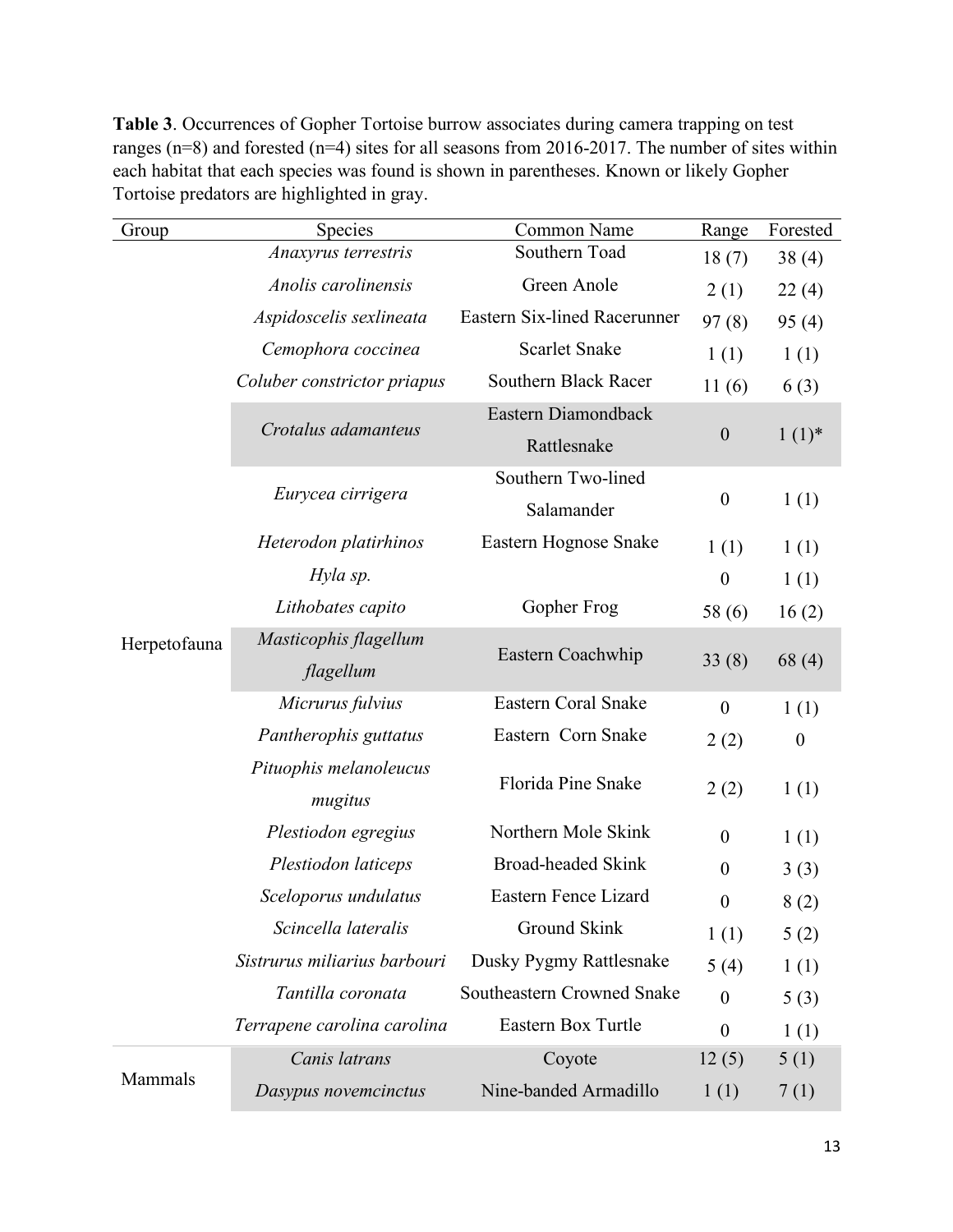**Table 3**. Occurrences of Gopher Tortoise burrow associates during camera trapping on test ranges (n=8) and forested (n=4) sites for all seasons from 2016-2017. The number of sites within each habitat that each species was found is shown in parentheses. Known or likely Gopher Tortoise predators are highlighted in gray.

| Group | Species | Common Name | Range | Forested |
|---|---|---|---|---|
| Herpetofauna | *Anaxyrus terrestris* | Southern Toad | 18 (7) | 38 (4) |
| | *Anolis carolinensis* | Green Anole | 2 (1) | 22 (4) |
| | *Aspidoscelis sexlineata* | Eastern Six-lined Racerunner | 97 (8) | 95 (4) |
| | *Cemophora coccinea* | Scarlet Snake | 1 (1) | 1 (1) |
| | *Coluber constrictor priapus* | Southern Black Racer | 11 (6) | 6 (3) |
| | *Crotalus adamanteus* | Eastern Diamondback Rattlesnake | 0 | 1 (1)* |
| | *Eurycea cirrigera* | Southern Two-lined Salamander | 0 | 1 (1) |
| | *Heterodon platirhinos* | Eastern Hognose Snake | 1 (1) | 1 (1) |
| | *Hyla sp.* | | 0 | 1 (1) |
| | *Lithobates capito* | Gopher Frog | 58 (6) | 16 (2) |
| | *Masticophis flagellum flagellum* | Eastern Coachwhip | 33 (8) | 68 (4) |
| | *Micrurus fulvius* | Eastern Coral Snake | 0 | 1 (1) |
| | *Pantherophis guttatus* | Eastern Corn Snake | 2 (2) | 0 |
| | *Pituophis melanoleucus mugitus* | Florida Pine Snake | 2 (2) | 1 (1) |
| | *Plestiodon egregius* | Northern Mole Skink | 0 | 1 (1) |
| | *Plestiodon laticeps* | Broad-headed Skink | 0 | 3 (3) |
| | *Sceloporus undulatus* | Eastern Fence Lizard | 0 | 8 (2) |
| | *Scincella lateralis* | Ground Skink | 1 (1) | 5 (2) |
| | *Sistrurus miliarius barbouri* | Dusky Pygmy Rattlesnake | 5 (4) | 1 (1) |
| | *Tantilla coronata* | Southeastern Crowned Snake | 0 | 5 (3) |
| | *Terrapene carolina carolina* | Eastern Box Turtle | 0 | 1 (1) |
| Mammals | *Canis latrans* | Coyote | 12 (5) | 5 (1) |
| | *Dasypus novemcinctus* | Nine-banded Armadillo | 1 (1) | 7 (1) |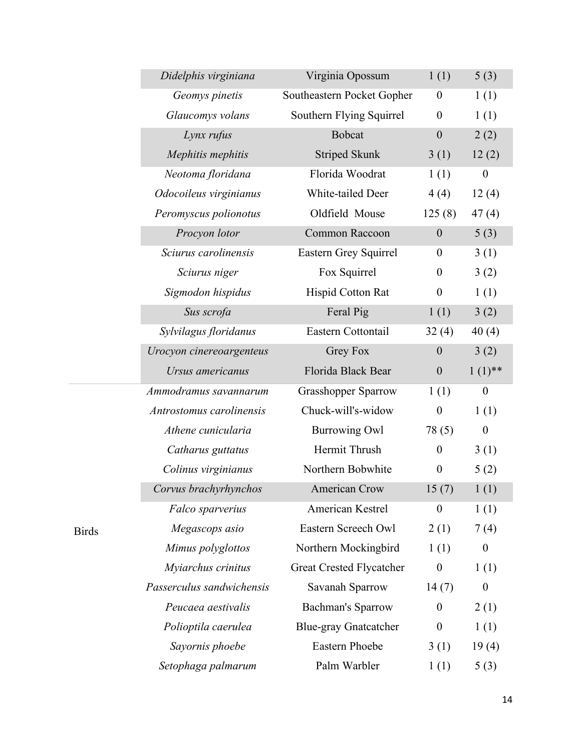| | | | | |
|---|---|---|---|---|
| | *Didelphis virginiana* | Virginia Opossum | 1 (1) | 5 (3) |
| | *Geomys pinetis* | Southeastern Pocket Gopher | 0 | 1 (1) |
| | *Glaucomys volans* | Southern Flying Squirrel | 0 | 1 (1) |
| | *Lynx rufus* | Bobcat | 0 | 2 (2) |
| | *Mephitis mephitis* | Striped Skunk | 3 (1) | 12 (2) |
| | *Neotoma floridana* | Florida Woodrat | 1 (1) | 0 |
| | *Odocoileus virginianus* | White-tailed Deer | 4 (4) | 12 (4) |
| | *Peromyscus polionotus* | Oldfield Mouse | 125 (8) | 47 (4) |
| | *Procyon lotor* | Common Raccoon | 0 | 5 (3) |
| | *Sciurus carolinensis* | Eastern Grey Squirrel | 0 | 3 (1) |
| | *Sciurus niger* | Fox Squirrel | 0 | 3 (2) |
| | *Sigmodon hispidus* | Hispid Cotton Rat | 0 | 1 (1) |
| | *Sus scrofa* | Feral Pig | 1 (1) | 3 (2) |
| | *Sylvilagus floridanus* | Eastern Cottontail | 32 (4) | 40 (4) |
| | *Urocyon cinereoargenteus* | Grey Fox | 0 | 3 (2) |
| | *Ursus americanus* | Florida Black Bear | 0 | 1 (1)** |
| Birds | *Ammodramus savannarum* | Grasshopper Sparrow | 1 (1) | 0 |
| | *Antrostomus carolinensis* | Chuck-will's-widow | 0 | 1 (1) |
| | *Athene cunicularia* | Burrowing Owl | 78 (5) | 0 |
| | *Catharus guttatus* | Hermit Thrush | 0 | 3 (1) |
| | *Colinus virginianus* | Northern Bobwhite | 0 | 5 (2) |
| | *Corvus brachyrhynchos* | American Crow | 15 (7) | 1 (1) |
| | *Falco sparverius* | American Kestrel | 0 | 1 (1) |
| | *Megascops asio* | Eastern Screech Owl | 2 (1) | 7 (4) |
| | *Mimus polyglottos* | Northern Mockingbird | 1 (1) | 0 |
| | *Myiarchus crinitus* | Great Crested Flycatcher | 0 | 1 (1) |
| | *Passerculus sandwichensis* | Savanah Sparrow | 14 (7) | 0 |
| | *Peucaea aestivalis* | Bachman's Sparrow | 0 | 2 (1) |
| | *Polioptila caerulea* | Blue-gray Gnatcatcher | 0 | 1 (1) |
| | *Sayornis phoebe* | Eastern Phoebe | 3 (1) | 19 (4) |
| | *Setophaga palmarum* | Palm Warbler | 1 (1) | 5 (3) |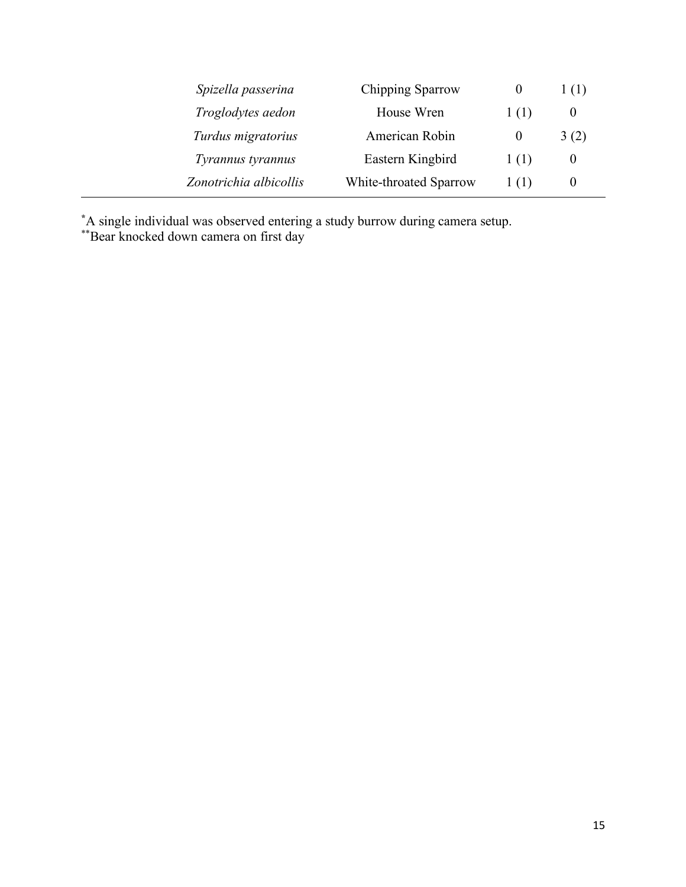| | | | |
|---|---|---|---|
| *Spizella passerina* | Chipping Sparrow | 0 | 1 (1) |
| *Troglodytes aedon* | House Wren | 1 (1) | 0 |
| *Turdus migratorius* | American Robin | 0 | 3 (2) |
| *Tyrannus tyrannus* | Eastern Kingbird | 1 (1) | 0 |
| *Zonotrichia albicollis* | White-throated Sparrow | 1 (1) | 0 |

*A single individual was observed entering a study burrow during camera setup.

**Bear knocked down camera on first day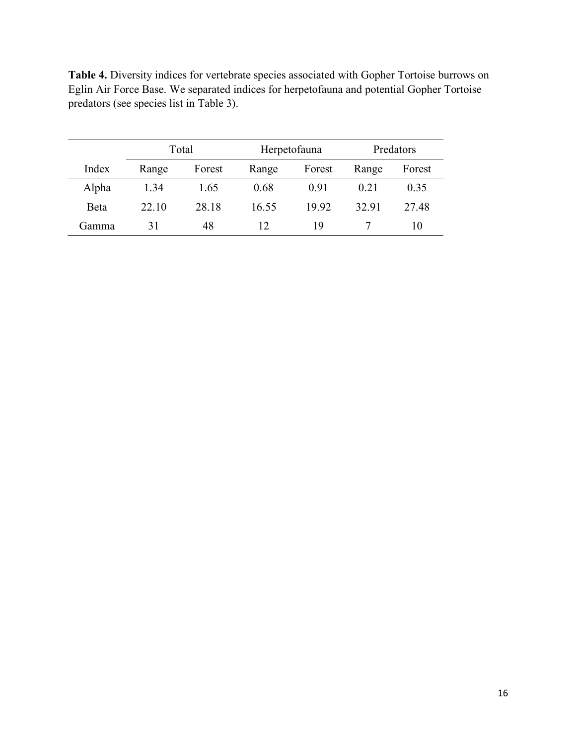**Table 4.** Diversity indices for vertebrate species associated with Gopher Tortoise burrows on Eglin Air Force Base. We separated indices for herpetofauna and potential Gopher Tortoise predators (see species list in Table 3).

| | Total | | Herpetofauna | | Predators | |
|---|---|---|---|---|---|---|
| Index | Range | Forest | Range | Forest | Range | Forest |
| Alpha | 1.34 | 1.65 | 0.68 | 0.91 | 0.21 | 0.35 |
| Beta | 22.10 | 28.18 | 16.55 | 19.92 | 32.91 | 27.48 |
| Gamma | 31 | 48 | 12 | 19 | 7 | 10 |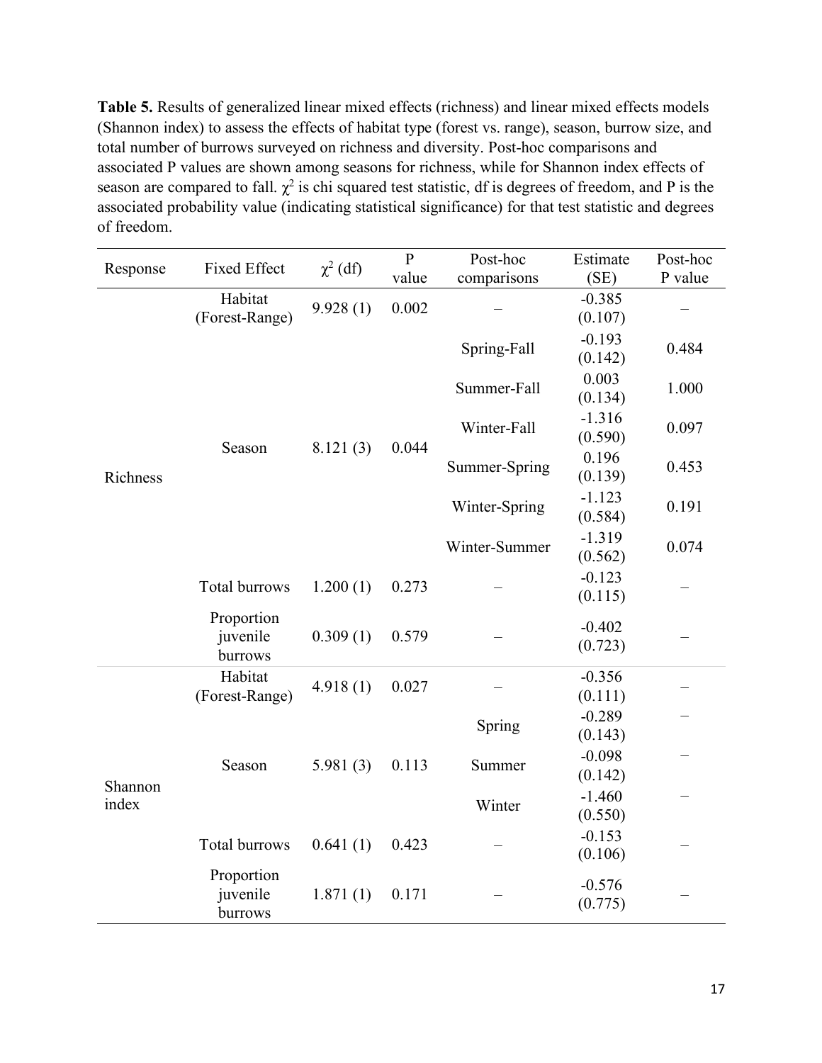**Table 5.** Results of generalized linear mixed effects (richness) and linear mixed effects models (Shannon index) to assess the effects of habitat type (forest vs. range), season, burrow size, and total number of burrows surveyed on richness and diversity. Post-hoc comparisons and associated P values are shown among seasons for richness, while for Shannon index effects of season are compared to fall. $\chi^2$ is chi squared test statistic, df is degrees of freedom, and P is the associated probability value (indicating statistical significance) for that test statistic and degrees of freedom.

| Response | Fixed Effect | $\chi^2$ (df) | P value | Post-hoc comparisons | Estimate (SE) | Post-hoc P value |
|---|---|---|---|---|---|---|
| Richness | Habitat (Forest-Range) | 9.928 (1) | 0.002 | – | -0.385 (0.107) | – |
| | Season | 8.121 (3) | 0.044 | Spring-Fall | -0.193 (0.142) | 0.484 |
| | | | | Summer-Fall | 0.003 (0.134) | 1.000 |
| | | | | Winter-Fall | -1.316 (0.590) | 0.097 |
| | | | | Summer-Spring | 0.196 (0.139) | 0.453 |
| | | | | Winter-Spring | -1.123 (0.584) | 0.191 |
| | | | | Winter-Summer | -1.319 (0.562) | 0.074 |
| | Total burrows | 1.200 (1) | 0.273 | – | -0.123 (0.115) | – |
| | Proportion juvenile burrows | 0.309 (1) | 0.579 | – | -0.402 (0.723) | – |
| Shannon index | Habitat (Forest-Range) | 4.918 (1) | 0.027 | – | -0.356 (0.111) | – |
| | Season | 5.981 (3) | 0.113 | Spring | -0.289 (0.143) | – |
| | | | | Summer | -0.098 (0.142) | – |
| | | | | Winter | -1.460 (0.550) | – |
| | Total burrows | 0.641 (1) | 0.423 | – | -0.153 (0.106) | – |
| | Proportion juvenile burrows | 1.871 (1) | 0.171 | – | -0.576 (0.775) | – |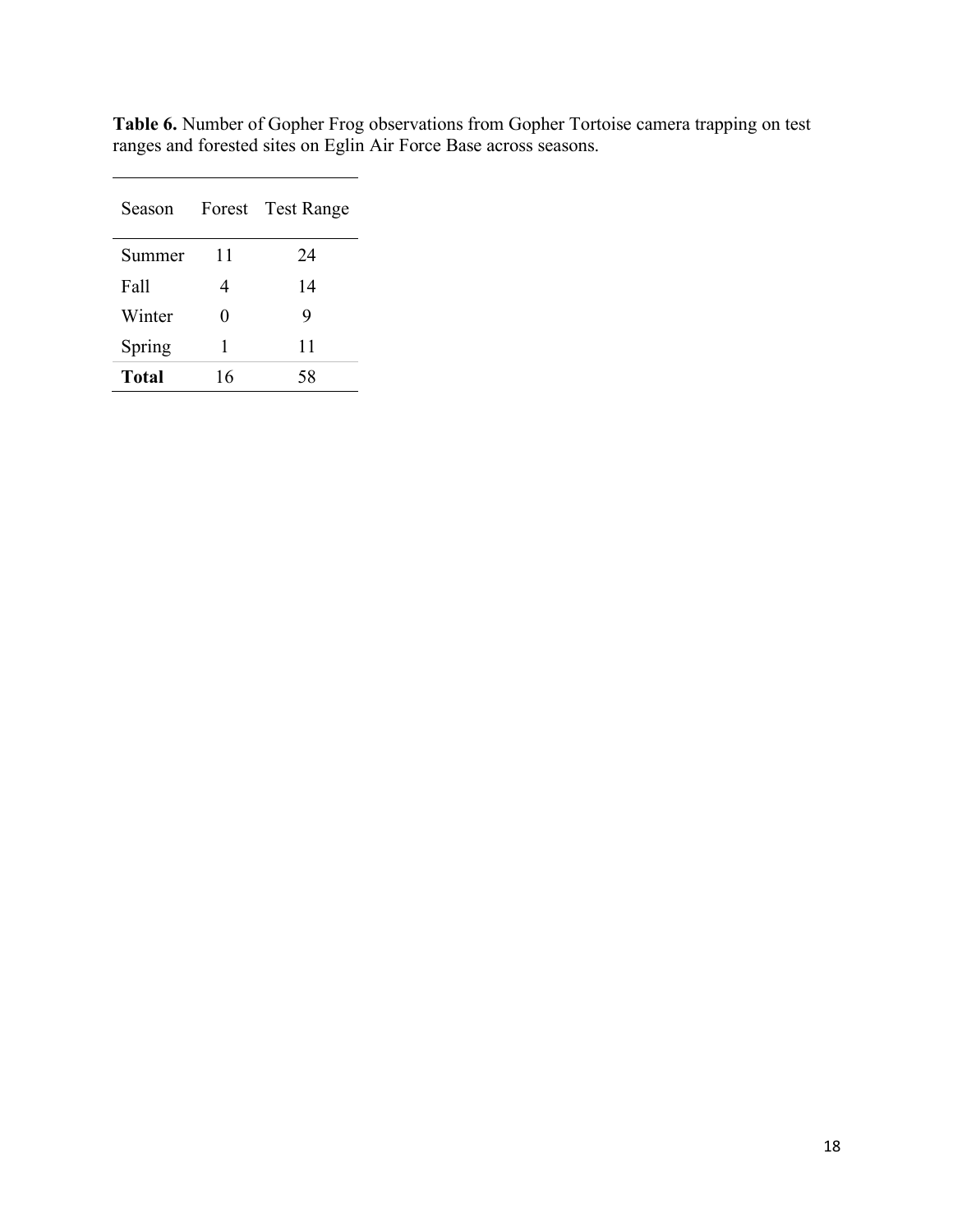**Table 6.** Number of Gopher Frog observations from Gopher Tortoise camera trapping on test ranges and forested sites on Eglin Air Force Base across seasons.

| Season | Forest | Test Range |
|---|---|---|
| Summer | 11 | 24 |
| Fall | 4 | 14 |
| Winter | 0 | 9 |
| Spring | 1 | 11 |
| **Total** | 16 | 58 |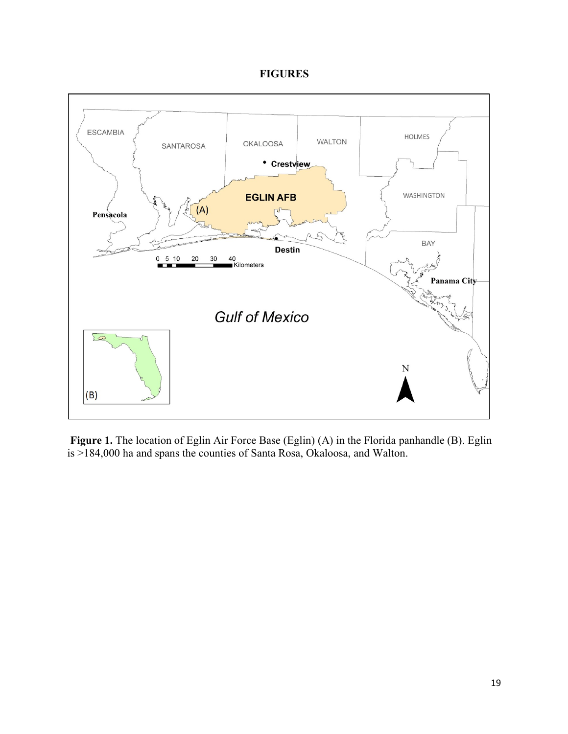# FIGURES

**Figure 1.** The location of Eglin Air Force Base (Eglin) (A) in the Florida panhandle (B). Eglin is >184,000 ha and spans the counties of Santa Rosa, Okaloosa, and Walton.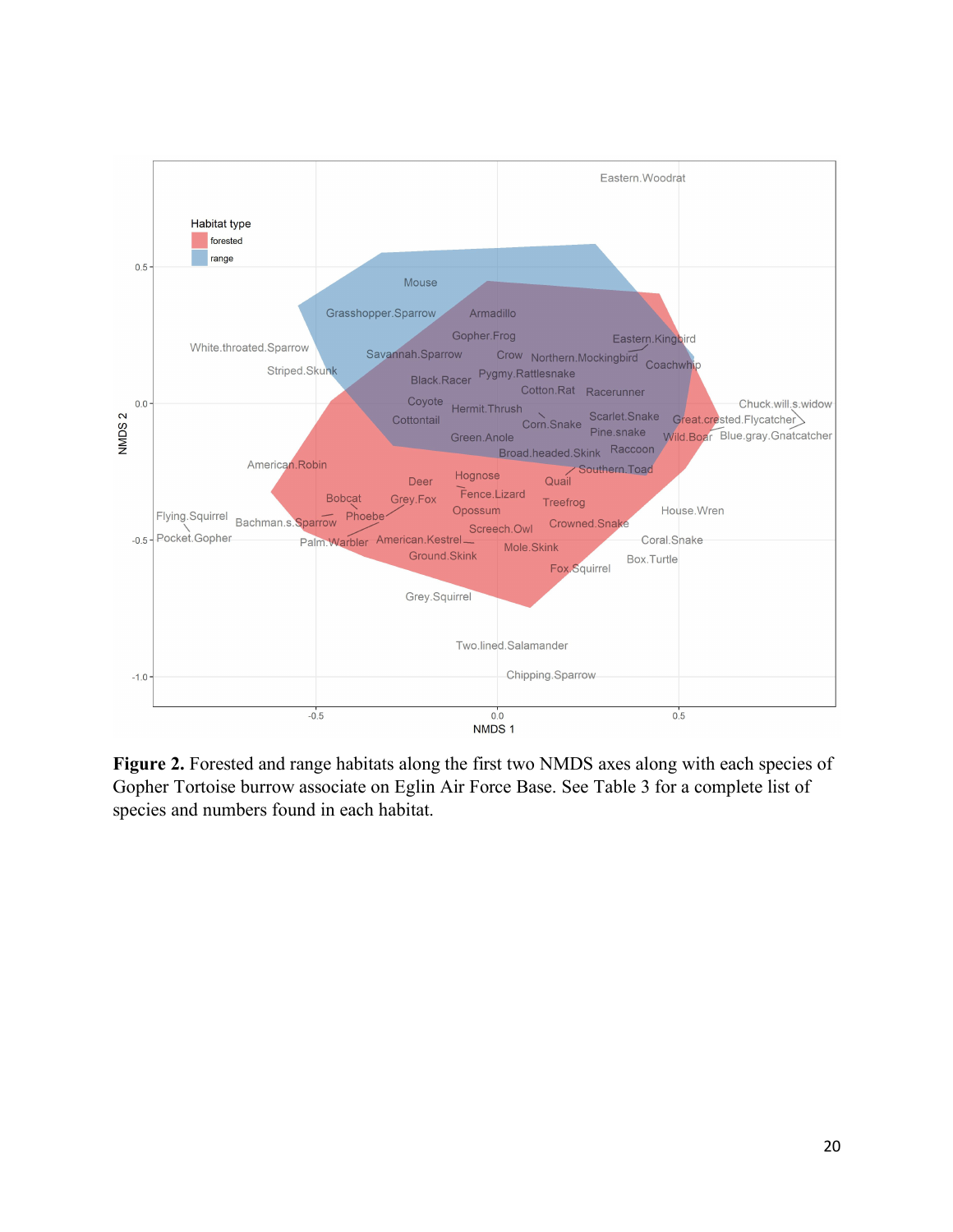Eastern.Woodrat

Habitat type
forested
range

Mouse
Grasshopper.Sparrow
Armadillo
Gopher.Frog
White.throated.Sparrow
Savannah.Sparrow
Crow
Northern.Mockingbird
Eastern.Kingbird
Coachwhip
Striped.Skunk
Black.Racer
Pygmy.Rattlesnake
Cotton.Rat
Racerunner
Coyote
Hermit.Thrush
Chuck.will.s.widow
Cottontail
Corn.Snake
Scarlet.Snake
Great.crested.Flycatcher
Green.Anole
Pine.snake
Wild.Boar
Blue.gray.Gnatcatcher
Broad.headed.Skink
Raccoon
American.Robin
Southern.Toad
Hognose
Deer
Quail
Fence.Lizard
Bobcat
Grey.Fox
Treefrog
Opossum
House.Wren
Flying.Squirrel
Bachman.s.Sparrow
Phoebe
Crowned.Snake
Screech.Owl
Pocket.Gopher
Palm.Warbler
American.Kestrel
Coral.Snake
Mole.Skink
Ground.Skink
Box.Turtle
Fox.Squirrel
Grey.Squirrel
Two.lined.Salamander
Chipping.Sparrow

0.5
0.0
-0.5
-1.0
NMDS 2
-0.5
0.0
0.5
NMDS 1

**Figure 2.** Forested and range habitats along the first two NMDS axes along with each species of Gopher Tortoise burrow associate on Eglin Air Force Base. See Table 3 for a complete list of species and numbers found in each habitat.